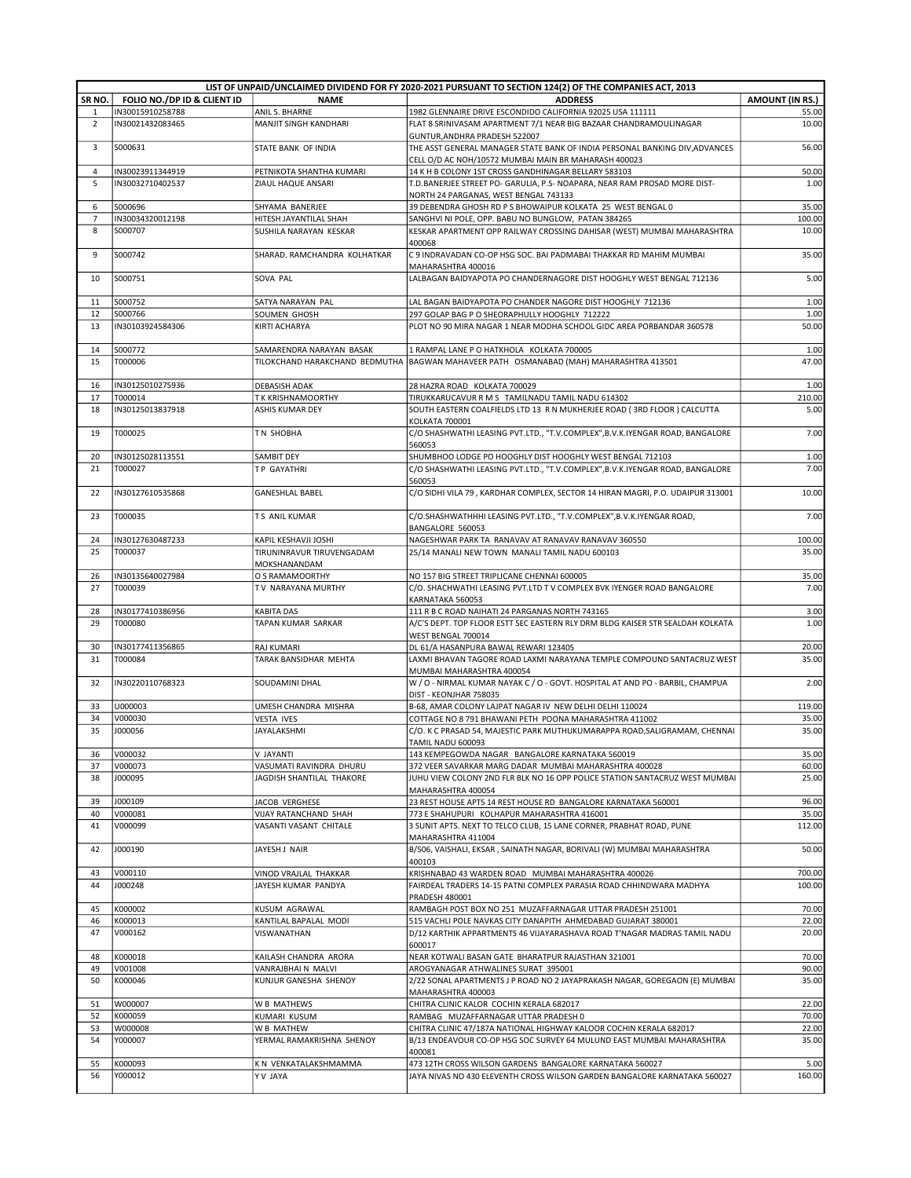| LIST OF UNPAID/UNCLAIMED DIVIDEND FOR FY 2020-2021 PURSUANT TO SECTION 124(2) OF THE COMPANIES ACT, 2013 | | | | |
|---|---|---|---|---|
| SR NO. | FOLIO NO./DP ID & CLIENT ID | NAME | ADDRESS | AMOUNT (IN RS.) |
| 1 | IN30015910258788 | ANIL S. BHARNE | 1982 GLENNAIRE DRIVE ESCONDIDO CALIFORNIA 92025 USA 111111 | 55.00 |
| 2 | IN30021432083465 | MANJIT SINGH KANDHARI | FLAT 8 SRINIVASAM APARTMENT 7/1 NEAR BIG BAZAAR CHANDRAMOULINAGAR GUNTUR,ANDHRA PRADESH 522007 | 10.00 |
| 3 | S000631 | STATE BANK OF INDIA | THE ASST GENERAL MANAGER STATE BANK OF INDIA PERSONAL BANKING DIV,ADVANCES CELL O/D AC NOH/10572 MUMBAI MAIN BR MAHARASH 400023 | 56.00 |
| 4 | IN30023911344919 | PETNIKOTA SHANTHA KUMARI | 14 K H B COLONY 1ST CROSS GANDHINAGAR BELLARY 583103 | 50.00 |
| 5 | IN30032710402537 | ZIAUL HAQUE ANSARI | T.D.BANERJEE STREET PO- GARULIA, P.S- NOAPARA, NEAR RAM PROSAD MORE DIST- NORTH 24 PARGANAS, WEST BENGAL 743133 | 1.00 |
| 6 | S000696 | SHYAMA BANERJEE | 39 DEBENDRA GHOSH RD P S BHOWAIPUR KOLKATA 25 WEST BENGAL 0 | 35.00 |
| 7 | IN30034320012198 | HITESH JAYANTILAL SHAH | SANGHVI NI POLE, OPP. BABU NO BUNGLOW, PATAN 384265 | 100.00 |
| 8 | S000707 | SUSHILA NARAYAN KESKAR | KESKAR APARTMENT OPP RAILWAY CROSSING DAHISAR (WEST) MUMBAI MAHARASHTRA 400068 | 10.00 |
| 9 | S000742 | SHARAD. RAMCHANDRA KOLHATKAR | C 9 INDRAVADAN CO-OP HSG SOC. BAI PADMABAI THAKKAR RD MAHIM MUMBAI MAHARASHTRA 400016 | 35.00 |
| 10 | S000751 | SOVA PAL | LALBAGAN BAIDYAPOTA PO CHANDERNAGORE DIST HOOGHLY WEST BENGAL 712136 | 5.00 |
| 11 | S000752 | SATYA NARAYAN PAL | LAL BAGAN BAIDYAPOTA PO CHANDER NAGORE DIST HOOGHLY 712136 | 1.00 |
| 12 | S000766 | SOUMEN GHOSH | 297 GOLAP BAG P O SHEORAPHULLY HOOGHLY 712222 | 1.00 |
| 13 | IN30103924584306 | KIRTI ACHARYA | PLOT NO 90 MIRA NAGAR 1 NEAR MODHA SCHOOL GIDC AREA PORBANDAR 360578 | 50.00 |
| 14 | S000772 | SAMARENDRA NARAYAN BASAK | 1 RAMPAL LANE P O HATKHOLA KOLKATA 700005 | 1.00 |
| 15 | T000006 | TILOKCHAND HARAKCHAND BEDMUTHA | BAGWAN MAHAVEER PATH OSMANABAD (MAH) MAHARASHTRA 413501 | 47.00 |
| 16 | IN30125010275936 | DEBASISH ADAK | 28 HAZRA ROAD KOLKATA 700029 | 1.00 |
| 17 | T000014 | T K KRISHNAMOORTHY | TIRUKKARUCAVUR R M S TAMILNADU TAMIL NADU 614302 | 210.00 |
| 18 | IN30125013837918 | ASHIS KUMAR DEY | SOUTH EASTERN COALFIELDS LTD 13 R N MUKHERJEE ROAD ( 3RD FLOOR ) CALCUTTA KOLKATA 700001 | 5.00 |
| 19 | T000025 | T N SHOBHA | C/O SHASHWATHI LEASING PVT.LTD., "T.V.COMPLEX",B.V.K.IYENGAR ROAD, BANGALORE 560053 | 7.00 |
| 20 | IN30125028113551 | SAMBIT DEY | SHUMBHOO LODGE PO HOOGHLY DIST HOOGHLY WEST BENGAL 712103 | 1.00 |
| 21 | T000027 | T P GAYATHRI | C/O SHASHWATHI LEASING PVT.LTD., "T.V.COMPLEX",B.V.K.IYENGAR ROAD, BANGALORE 560053 | 7.00 |
| 22 | IN30127610535868 | GANESHLAL BABEL | C/O SIDHI VILA 79 , KARDHAR COMPLEX, SECTOR 14 HIRAN MAGRI, P.O. UDAIPUR 313001 | 10.00 |
| 23 | T000035 | T S ANIL KUMAR | C/O.SHASHWATHHHI LEASING PVT.LTD., "T.V.COMPLEX",B.V.K.IYENGAR ROAD, BANGALORE 560053 | 7.00 |
| 24 | IN30127630487233 | KAPIL KESHAVJI JOSHI | NAGESHWAR PARK TA RANAVAV AT RANAVAV RANAVAV 360550 | 100.00 |
| 25 | T000037 | TIRUNINRAVUR TIRUVENGADAM MOKSHANANDAM | 25/14 MANALI NEW TOWN MANALI TAMIL NADU 600103 | 35.00 |
| 26 | IN30135640027984 | O S RAMAMOORTHY | NO 157 BIG STREET TRIPLICANE CHENNAI 600005 | 35.00 |
| 27 | T000039 | T V NARAYANA MURTHY | C/O. SHACHWATHI LEASING PVT.LTD T V COMPLEX BVK IYENGER ROAD BANGALORE KARNATAKA 560053 | 7.00 |
| 28 | IN30177410386956 | KABITA DAS | 111 R B C ROAD NAIHATI 24 PARGANAS NORTH 743165 | 3.00 |
| 29 | T000080 | TAPAN KUMAR SARKAR | A/C'S DEPT. TOP FLOOR ESTT SEC EASTERN RLY DRM BLDG KAISER STR SEALDAH KOLKATA WEST BENGAL 700014 | 1.00 |
| 30 | IN30177411356865 | RAJ KUMARI | DL 61/A HASANPURA BAWAL REWARI 123405 | 20.00 |
| 31 | T000084 | TARAK BANSIDHAR MEHTA | LAXMI BHAVAN TAGORE ROAD LAXMI NARAYANA TEMPLE COMPOUND SANTACRUZ WEST MUMBAI MAHARASHTRA 400054 | 35.00 |
| 32 | IN30220110768323 | SOUDAMINI DHAL | W / O - NIRMAL KUMAR NAYAK C / O - GOVT. HOSPITAL AT AND PO - BARBIL, CHAMPUA DIST - KEONJHAR 758035 | 2.00 |
| 33 | U000003 | UMESH CHANDRA MISHRA | B-68, AMAR COLONY LAJPAT NAGAR IV NEW DELHI DELHI 110024 | 119.00 |
| 34 | V000030 | VESTA IVES | COTTAGE NO 8 791 BHAWANI PETH POONA MAHARASHTRA 411002 | 35.00 |
| 35 | J000056 | JAYALAKSHMI | C/O. K C PRASAD 54, MAJESTIC PARK MUTHUKUMARAPPA ROAD,SALIGRAMAM, CHENNAI TAMIL NADU 600093 | 35.00 |
| 36 | V000032 | V JAYANTI | 143 KEMPEGOWDA NAGAR BANGALORE KARNATAKA 560019 | 35.00 |
| 37 | V000073 | VASUMATI RAVINDRA DHURU | 372 VEER SAVARKAR MARG DADAR MUMBAI MAHARASHTRA 400028 | 60.00 |
| 38 | J000095 | JAGDISH SHANTILAL THAKORE | JUHU VIEW COLONY 2ND FLR BLK NO 16 OPP POLICE STATION SANTACRUZ WEST MUMBAI MAHARASHTRA 400054 | 25.00 |
| 39 | J000109 | JACOB VERGHESE | 23 REST HOUSE APTS 14 REST HOUSE RD BANGALORE KARNATAKA 560001 | 96.00 |
| 40 | V000081 | VIJAY RATANCHAND SHAH | 773 E SHAHUPURI KOLHAPUR MAHARASHTRA 416001 | 35.00 |
| 41 | V000099 | VASANTI VASANT CHITALE | 3 SUNIT APTS. NEXT TO TELCO CLUB, 15 LANE CORNER, PRABHAT ROAD, PUNE MAHARASHTRA 411004 | 112.00 |
| 42 | J000190 | JAYESH J NAIR | B/506, VAISHALI, EKSAR , SAINATH NAGAR, BORIVALI (W) MUMBAI MAHARASHTRA 400103 | 50.00 |
| 43 | V000110 | VINOD VRAJLAL THAKKAR | KRISHNABAD 43 WARDEN ROAD MUMBAI MAHARASHTRA 400026 | 700.00 |
| 44 | J000248 | JAYESH KUMAR PANDYA | FAIRDEAL TRADERS 14-15 PATNI COMPLEX PARASIA ROAD CHHINDWARA MADHYA PRADESH 480001 | 100.00 |
| 45 | K000002 | KUSUM AGRAWAL | RAMBAGH POST BOX NO 251 MUZAFFARNAGAR UTTAR PRADESH 251001 | 70.00 |
| 46 | K000013 | KANTILAL BAPALAL MODI | 515 VACHLI POLE NAVKAS CITY DANAPITH AHMEDABAD GUJARAT 380001 | 22.00 |
| 47 | V000162 | VISWANATHAN | D/12 KARTHIK APPARTMENTS 46 VIJAYARASHAVA ROAD T'NAGAR MADRAS TAMIL NADU 600017 | 20.00 |
| 48 | K000018 | KAILASH CHANDRA ARORA | NEAR KOTWALI BASAN GATE BHARATPUR RAJASTHAN 321001 | 70.00 |
| 49 | V001008 | VANRAJBHAI N MALVI | AROGYANAGAR ATHWALINES SURAT 395001 | 90.00 |
| 50 | K000046 | KUNJUR GANESHA SHENOY | 2/22 SONAL APARTMENTS J P ROAD NO 2 JAYAPRAKASH NAGAR, GOREGAON (E) MUMBAI MAHARASHTRA 400003 | 35.00 |
| 51 | W000007 | W B MATHEWS | CHITRA CLINIC KALOR COCHIN KERALA 682017 | 22.00 |
| 52 | K000059 | KUMARI KUSUM | RAMBAG MUZAFFARNAGAR UTTAR PRADESH 0 | 70.00 |
| 53 | W000008 | W B MATHEW | CHITRA CLINIC 47/187A NATIONAL HIGHWAY KALOOR COCHIN KERALA 682017 | 22.00 |
| 54 | Y000007 | YERMAL RAMAKRISHNA SHENOY | B/13 ENDEAVOUR CO-OP HSG SOC SURVEY 64 MULUND EAST MUMBAI MAHARASHTRA 400081 | 35.00 |
| 55 | K000093 | K N VENKATALAKSHMAMMA | 473 12TH CROSS WILSON GARDENS BANGALORE KARNATAKA 560027 | 5.00 |
| 56 | Y000012 | Y V JAYA | JAYA NIVAS NO 430 ELEVENTH CROSS WILSON GARDEN BANGALORE KARNATAKA 560027 | 160.00 |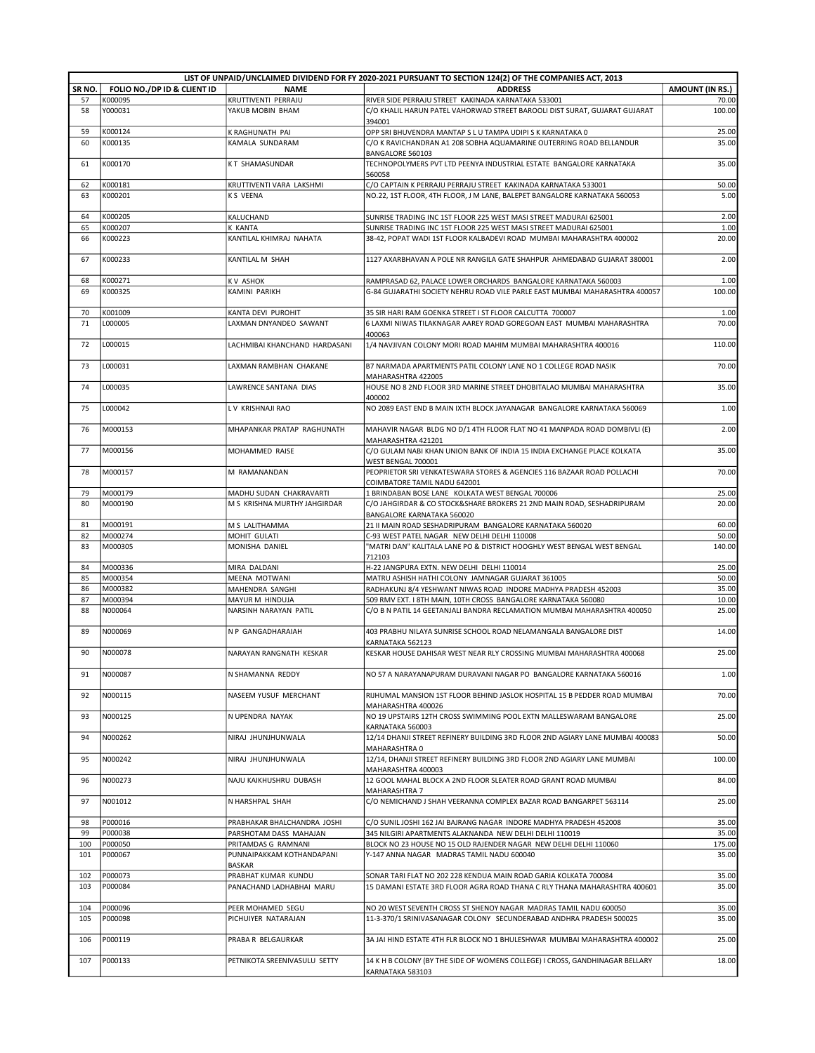| LIST OF UNPAID/UNCLAIMED DIVIDEND FOR FY 2020-2021 PURSUANT TO SECTION 124(2) OF THE COMPANIES ACT, 2013 | | | | |
|---|---|---|---|---|
| SR NO. | FOLIO NO./DP ID & CLIENT ID | NAME | ADDRESS | AMOUNT (IN RS.) |
| 57 | K000095 | KRUTTIVENTI PERRAJU | RIVER SIDE PERRAJU STREET KAKINADA KARNATAKA 533001 | 70.00 |
| 58 | Y000031 | YAKUB MOBIN BHAM | C/O KHALIL HARUN PATEL VAHORWAD STREET BAROOLI DIST SURAT, GUJARAT GUJARAT 394001 | 100.00 |
| 59 | K000124 | K RAGHUNATH PAI | OPP SRI BHUVENDRA MANTAP S L U TAMPA UDIPI S K KARNATAKA 0 | 25.00 |
| 60 | K000135 | KAMALA SUNDARAM | C/O K RAVICHANDRAN A1 208 SOBHA AQUAMARINE OUTERRING ROAD BELLANDUR BANGALORE 560103 | 35.00 |
| 61 | K000170 | K T SHAMASUNDAR | TECHNOPOLYMERS PVT LTD PEENYA INDUSTRIAL ESTATE BANGALORE KARNATAKA 560058 | 35.00 |
| 62 | K000181 | KRUTTIVENTI VARA LAKSHMI | C/O CAPTAIN K PERRAJU PERRAJU STREET KAKINADA KARNATAKA 533001 | 50.00 |
| 63 | K000201 | K S VEENA | NO.22, 1ST FLOOR, 4TH FLOOR, J M LANE, BALEPET BANGALORE KARNATAKA 560053 | 5.00 |
| 64 | K000205 | KALUCHAND | SUNRISE TRADING INC 1ST FLOOR 225 WEST MASI STREET MADURAI 625001 | 2.00 |
| 65 | K000207 | K KANTA | SUNRISE TRADING INC 1ST FLOOR 225 WEST MASI STREET MADURAI 625001 | 1.00 |
| 66 | K000223 | KANTILAL KHIMRAJ NAHATA | 38-42, POPAT WADI 1ST FLOOR KALBADEVI ROAD MUMBAI MAHARASHTRA 400002 | 20.00 |
| 67 | K000233 | KANTILAL M SHAH | 1127 AXARBHAVAN A POLE NR RANGILA GATE SHAHPUR AHMEDABAD GUJARAT 380001 | 2.00 |
| 68 | K000271 | K V ASHOK | RAMPRASAD 62, PALACE LOWER ORCHARDS BANGALORE KARNATAKA 560003 | 1.00 |
| 69 | K000325 | KAMINI PARIKH | G-84 GUJARATHI SOCIETY NEHRU ROAD VILE PARLE EAST MUMBAI MAHARASHTRA 400057 | 100.00 |
| 70 | K001009 | KANTA DEVI PUROHIT | 35 SIR HARI RAM GOENKA STREET I ST FLOOR CALCUTTA 700007 | 1.00 |
| 71 | L000005 | LAXMAN DNYANDEO SAWANT | 6 LAXMI NIWAS TILAKNAGAR AAREY ROAD GOREGOAN EAST MUMBAI MAHARASHTRA 400063 | 70.00 |
| 72 | L000015 | LACHMIBAI KHANCHAND HARDASANI | 1/4 NAVJIVAN COLONY MORI ROAD MAHIM MUMBAI MAHARASHTRA 400016 | 110.00 |
| 73 | L000031 | LAXMAN RAMBHAN CHAKANE | B7 NARMADA APARTMENTS PATIL COLONY LANE NO 1 COLLEGE ROAD NASIK MAHARASHTRA 422005 | 70.00 |
| 74 | L000035 | LAWRENCE SANTANA DIAS | HOUSE NO 8 2ND FLOOR 3RD MARINE STREET DHOBITALAO MUMBAI MAHARASHTRA 400002 | 35.00 |
| 75 | L000042 | L V KRISHNAJI RAO | NO 2089 EAST END B MAIN IXTH BLOCK JAYANAGAR BANGALORE KARNATAKA 560069 | 1.00 |
| 76 | M000153 | MHAPANKAR PRATAP RAGHUNATH | MAHAVIR NAGAR BLDG NO D/1 4TH FLOOR FLAT NO 41 MANPADA ROAD DOMBIVLI (E) MAHARASHTRA 421201 | 2.00 |
| 77 | M000156 | MOHAMMED RAISE | C/O GULAM NABI KHAN UNION BANK OF INDIA 15 INDIA EXCHANGE PLACE KOLKATA WEST BENGAL 700001 | 35.00 |
| 78 | M000157 | M RAMANANDAN | PEOPRIETOR SRI VENKATESWARA STORES & AGENCIES 116 BAZAAR ROAD POLLACHI COIMBATORE TAMIL NADU 642001 | 70.00 |
| 79 | M000179 | MADHU SUDAN CHAKRAVARTI | 1 BRINDABAN BOSE LANE KOLKATA WEST BENGAL 700006 | 25.00 |
| 80 | M000190 | M S KRISHNA MURTHY JAHGIRDAR | C/O JAHGIRDAR & CO STOCK&SHARE BROKERS 21 2ND MAIN ROAD, SESHADRIPURAM BANGALORE KARNATAKA 560020 | 20.00 |
| 81 | M000191 | M S LALITHAMMA | 21 II MAIN ROAD SESHADRIPURAM BANGALORE KARNATAKA 560020 | 60.00 |
| 82 | M000274 | MOHIT GULATI | C-93 WEST PATEL NAGAR NEW DELHI DELHI 110008 | 50.00 |
| 83 | M000305 | MONISHA DANIEL | "MATRI DAN" KALITALA LANE PO & DISTRICT HOOGHLY WEST BENGAL WEST BENGAL 712103 | 140.00 |
| 84 | M000336 | MIRA DALDANI | H-22 JANGPURA EXTN. NEW DELHI DELHI 110014 | 25.00 |
| 85 | M000354 | MEENA MOTWANI | MATRU ASHISH HATHI COLONY JAMNAGAR GUJARAT 361005 | 50.00 |
| 86 | M000382 | MAHENDRA SANGHI | RADHAKUNJ 8/4 YESHWANT NIWAS ROAD INDORE MADHYA PRADESH 452003 | 35.00 |
| 87 | M000394 | MAYUR M HINDUJA | 509 RMV EXT. I 8TH MAIN, 10TH CROSS BANGALORE KARNATAKA 560080 | 10.00 |
| 88 | N000064 | NARSINH NARAYAN PATIL | C/O B N PATIL 14 GEETANJALI BANDRA RECLAMATION MUMBAI MAHARASHTRA 400050 | 25.00 |
| 89 | N000069 | N P GANGADHARAIAH | 403 PRABHU NILAYA SUNRISE SCHOOL ROAD NELAMANGALA BANGALORE DIST KARNATAKA 562123 | 14.00 |
| 90 | N000078 | NARAYAN RANGNATH KESKAR | KESKAR HOUSE DAHISAR WEST NEAR RLY CROSSING MUMBAI MAHARASHTRA 400068 | 25.00 |
| 91 | N000087 | N SHAMANNA REDDY | NO 57 A NARAYANAPURAM DURAVANI NAGAR PO BANGALORE KARNATAKA 560016 | 1.00 |
| 92 | N000115 | NASEEM YUSUF MERCHANT | RIJHUMAL MANSION 1ST FLOOR BEHIND JASLOK HOSPITAL 15 B PEDDER ROAD MUMBAI MAHARASHTRA 400026 | 70.00 |
| 93 | N000125 | N UPENDRA NAYAK | NO 19 UPSTAIRS 12TH CROSS SWIMMING POOL EXTN MALLESWARAM BANGALORE KARNATAKA 560003 | 25.00 |
| 94 | N000262 | NIRAJ JHUNJHUNWALA | 12/14 DHANJI STREET REFINERY BUILDING 3RD FLOOR 2ND AGIARY LANE MUMBAI 400083 MAHARASHTRA 0 | 50.00 |
| 95 | N000242 | NIRAJ JHUNJHUNWALA | 12/14, DHANJI STREET REFINERY BUILDING 3RD FLOOR 2ND AGIARY LANE MUMBAI MAHARASHTRA 400003 | 100.00 |
| 96 | N000273 | NAJU KAIKHUSHRU DUBASH | 12 GOOL MAHAL BLOCK A 2ND FLOOR SLEATER ROAD GRANT ROAD MUMBAI MAHARASHTRA 7 | 84.00 |
| 97 | N001012 | N HARSHPAL SHAH | C/O NEMICHAND J SHAH VEERANNA COMPLEX BAZAR ROAD BANGARPET 563114 | 25.00 |
| 98 | P000016 | PRABHAKAR BHALCHANDRA JOSHI | C/O SUNIL JOSHI 162 JAI BAJRANG NAGAR INDORE MADHYA PRADESH 452008 | 35.00 |
| 99 | P000038 | PARSHOTAM DASS MAHAJAN | 345 NILGIRI APARTMENTS ALAKNANDA NEW DELHI DELHI 110019 | 35.00 |
| 100 | P000050 | PRITAMDAS G RAMNANI | BLOCK NO 23 HOUSE NO 15 OLD RAJENDER NAGAR NEW DELHI DELHI 110060 | 175.00 |
| 101 | P000067 | PUNNAIPAKKAM KOTHANDAPANI BASKAR | Y-147 ANNA NAGAR MADRAS TAMIL NADU 600040 | 35.00 |
| 102 | P000073 | PRABHAT KUMAR KUNDU | SONAR TARI FLAT NO 202 228 KENDUA MAIN ROAD GARIA KOLKATA 700084 | 35.00 |
| 103 | P000084 | PANACHAND LADHABHAI MARU | 15 DAMANI ESTATE 3RD FLOOR AGRA ROAD THANA C RLY THANA MAHARASHTRA 400601 | 35.00 |
| 104 | P000096 | PEER MOHAMED SEGU | NO 20 WEST SEVENTH CROSS ST SHENOY NAGAR MADRAS TAMIL NADU 600050 | 35.00 |
| 105 | P000098 | PICHUIYER NATARAJAN | 11-3-370/1 SRINIVASANAGAR COLONY SECUNDERABAD ANDHRA PRADESH 500025 | 35.00 |
| 106 | P000119 | PRABA R BELGAURKAR | 3A JAI HIND ESTATE 4TH FLR BLOCK NO 1 BHULESHWAR MUMBAI MAHARASHTRA 400002 | 25.00 |
| 107 | P000133 | PETNIKOTA SREENIVASULU SETTY | 14 K H B COLONY (BY THE SIDE OF WOMENS COLLEGE) I CROSS, GANDHINAGAR BELLARY KARNATAKA 583103 | 18.00 |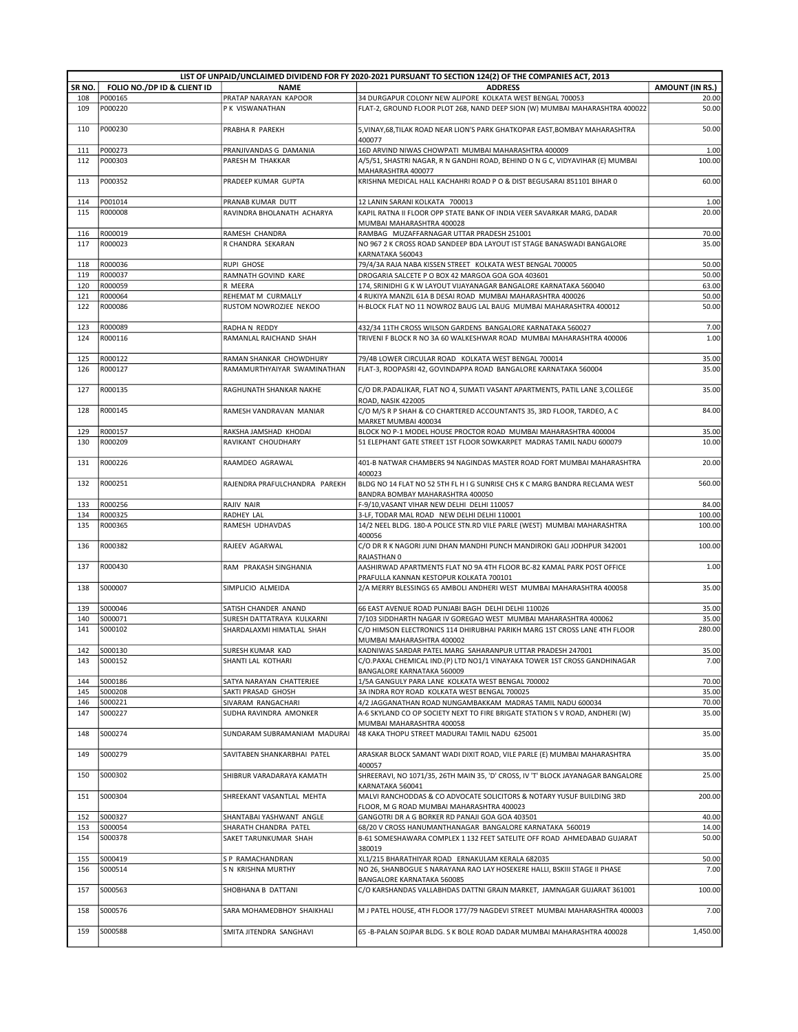| LIST OF UNPAID/UNCLAIMED DIVIDEND FOR FY 2020-2021 PURSUANT TO SECTION 124(2) OF THE COMPANIES ACT, 2013 | | | | |
|---|---|---|---|---|
| SR NO. | FOLIO NO./DP ID & CLIENT ID | NAME | ADDRESS | AMOUNT (IN RS.) |
| 108 | P000165 | PRATAP NARAYAN KAPOOR | 34 DURGAPUR COLONY NEW ALIPORE KOLKATA WEST BENGAL 700053 | 20.00 |
| 109 | P000220 | P K VISWANATHAN | FLAT-2, GROUND FLOOR PLOT 268, NAND DEEP SION (W) MUMBAI MAHARASHTRA 400022 | 50.00 |
| 110 | P000230 | PRABHA R PAREKH | 5,VINAY,68,TILAK ROAD NEAR LION'S PARK GHATKOPAR EAST,BOMBAY MAHARASHTRA 400077 | 50.00 |
| 111 | P000273 | PRANJIVANDAS G DAMANIA | 16D ARVIND NIWAS CHOWPATI MUMBAI MAHARASHTRA 400009 | 1.00 |
| 112 | P000303 | PARESH M THAKKAR | A/5/51, SHASTRI NAGAR, R N GANDHI ROAD, BEHIND O N G C, VIDYAVIHAR (E) MUMBAI MAHARASHTRA 400077 | 100.00 |
| 113 | P000352 | PRADEEP KUMAR GUPTA | KRISHNA MEDICAL HALL KACHAHRI ROAD P O & DIST BEGUSARAI 851101 BIHAR 0 | 60.00 |
| 114 | P001014 | PRANAB KUMAR DUTT | 12 LANIN SARANI KOLKATA 700013 | 1.00 |
| 115 | R000008 | RAVINDRA BHOLANATH ACHARYA | KAPIL RATNA II FLOOR OPP STATE BANK OF INDIA VEER SAVARKAR MARG, DADAR MUMBAI MAHARASHTRA 400028 | 20.00 |
| 116 | R000019 | RAMESH CHANDRA | RAMBAG MUZAFFARNAGAR UTTAR PRADESH 251001 | 70.00 |
| 117 | R000023 | R CHANDRA SEKARAN | NO 967 2 K CROSS ROAD SANDEEP BDA LAYOUT IST STAGE BANASWADI BANGALORE KARNATAKA 560043 | 35.00 |
| 118 | R000036 | RUPI GHOSE | 79/4/3A RAJA NABA KISSEN STREET KOLKATA WEST BENGAL 700005 | 50.00 |
| 119 | R000037 | RAMNATH GOVIND KARE | DROGARIA SALCETE P O BOX 42 MARGOA GOA GOA 403601 | 50.00 |
| 120 | R000059 | R MEERA | 174, SRINIDHI G K W LAYOUT VIJAYANAGAR BANGALORE KARNATAKA 560040 | 63.00 |
| 121 | R000064 | REHEMAT M CURMALLY | 4 RUKIYA MANZIL 61A B DESAI ROAD MUMBAI MAHARASHTRA 400026 | 50.00 |
| 122 | R000086 | RUSTOM NOWROZJEE NEKOO | H-BLOCK FLAT NO 11 NOWROZ BAUG LAL BAUG MUMBAI MAHARASHTRA 400012 | 50.00 |
| 123 | R000089 | RADHA N REDDY | 432/34 11TH CROSS WILSON GARDENS BANGALORE KARNATAKA 560027 | 7.00 |
| 124 | R000116 | RAMANLAL RAICHAND SHAH | TRIVENI F BLOCK R NO 3A 60 WALKESHWAR ROAD MUMBAI MAHARASHTRA 400006 | 1.00 |
| 125 | R000122 | RAMAN SHANKAR CHOWDHURY | 79/4B LOWER CIRCULAR ROAD KOLKATA WEST BENGAL 700014 | 35.00 |
| 126 | R000127 | RAMAMURTHYAIYAR SWAMINATHAN | FLAT-3, ROOPASRI 42, GOVINDAPPA ROAD BANGALORE KARNATAKA 560004 | 35.00 |
| 127 | R000135 | RAGHUNATH SHANKAR NAKHE | C/O DR.PADALIKAR, FLAT NO 4, SUMATI VASANT APARTMENTS, PATIL LANE 3,COLLEGE ROAD, NASIK 422005 | 35.00 |
| 128 | R000145 | RAMESH VANDRAVAN MANIAR | C/O M/S R P SHAH & CO CHARTERED ACCOUNTANTS 35, 3RD FLOOR, TARDEO, A C MARKET MUMBAI 400034 | 84.00 |
| 129 | R000157 | RAKSHA JAMSHAD KHODAI | BLOCK NO P-1 MODEL HOUSE PROCTOR ROAD MUMBAI MAHARASHTRA 400004 | 35.00 |
| 130 | R000209 | RAVIKANT CHOUDHARY | 51 ELEPHANT GATE STREET 1ST FLOOR SOWKARPET MADRAS TAMIL NADU 600079 | 10.00 |
| 131 | R000226 | RAAMDEO AGRAWAL | 401-B NATWAR CHAMBERS 94 NAGINDAS MASTER ROAD FORT MUMBAI MAHARASHTRA 400023 | 20.00 |
| 132 | R000251 | RAJENDRA PRAFULCHANDRA PAREKH | BLDG NO 14 FLAT NO 52 5TH FL H I G SUNRISE CHS K C MARG BANDRA RECLAMA WEST BANDRA BOMBAY MAHARASHTRA 400050 | 560.00 |
| 133 | R000256 | RAJIV NAIR | F-9/10,VASANT VIHAR NEW DELHI DELHI 110057 | 84.00 |
| 134 | R000325 | RADHEY LAL | 3-LF, TODAR MAL ROAD NEW DELHI DELHI 110001 | 100.00 |
| 135 | R000365 | RAMESH UDHAVDAS | 14/2 NEEL BLDG. 180-A POLICE STN.RD VILE PARLE (WEST) MUMBAI MAHARASHTRA 400056 | 100.00 |
| 136 | R000382 | RAJEEV AGARWAL | C/O DR R K NAGORI JUNI DHAN MANDHI PUNCH MANDIROKI GALI JODHPUR 342001 RAJASTHAN 0 | 100.00 |
| 137 | R000430 | RAM PRAKASH SINGHANIA | AASHIRWAD APARTMENTS FLAT NO 9A 4TH FLOOR BC-82 KAMAL PARK POST OFFICE PRAFULLA KANNAN KESTOPUR KOLKATA 700101 | 1.00 |
| 138 | S000007 | SIMPLICIO ALMEIDA | 2/A MERRY BLESSINGS 65 AMBOLI ANDHERI WEST MUMBAI MAHARASHTRA 400058 | 35.00 |
| 139 | S000046 | SATISH CHANDER ANAND | 66 EAST AVENUE ROAD PUNJABI BAGH DELHI DELHI 110026 | 35.00 |
| 140 | S000071 | SURESH DATTATRAYA KULKARNI | 7/103 SIDDHARTH NAGAR IV GOREGAO WEST MUMBAI MAHARASHTRA 400062 | 35.00 |
| 141 | S000102 | SHARDALAXMI HIMATLAL SHAH | C/O HIMSON ELECTRONICS 114 DHIRUBHAI PARIKH MARG 1ST CROSS LANE 4TH FLOOR MUMBAI MAHARASHTRA 400002 | 280.00 |
| 142 | S000130 | SURESH KUMAR KAD | KADNIWAS SARDAR PATEL MARG SAHARANPUR UTTAR PRADESH 247001 | 35.00 |
| 143 | S000152 | SHANTI LAL KOTHARI | C/O.PAXAL CHEMICAL IND.(P) LTD NO1/1 VINAYAKA TOWER 1ST CROSS GANDHINAGAR BANGALORE KARNATAKA 560009 | 7.00 |
| 144 | S000186 | SATYA NARAYAN CHATTERJEE | 1/5A GANGULY PARA LANE KOLKATA WEST BENGAL 700002 | 70.00 |
| 145 | S000208 | SAKTI PRASAD GHOSH | 3A INDRA ROY ROAD KOLKATA WEST BENGAL 700025 | 35.00 |
| 146 | S000221 | SIVARAM RANGACHARI | 4/2 JAGGANATHAN ROAD NUNGAMBAKKAM MADRAS TAMIL NADU 600034 | 70.00 |
| 147 | S000227 | SUDHA RAVINDRA AMONKER | A-6 SKYLAND CO OP SOCIETY NEXT TO FIRE BRIGATE STATION S V ROAD, ANDHERI (W) MUMBAI MAHARASHTRA 400058 | 35.00 |
| 148 | S000274 | SUNDARAM SUBRAMANIAM MADURAI | 48 KAKA THOPU STREET MADURAI TAMIL NADU 625001 | 35.00 |
| 149 | S000279 | SAVITABEN SHANKARBHAI PATEL | ARASKAR BLOCK SAMANT WADI DIXIT ROAD, VILE PARLE (E) MUMBAI MAHARASHTRA 400057 | 35.00 |
| 150 | S000302 | SHIBRUR VARADARAYA KAMATH | SHREERAVI, NO 1071/35, 26TH MAIN 35, 'D' CROSS, IV 'T' BLOCK JAYANAGAR BANGALORE KARNATAKA 560041 | 25.00 |
| 151 | S000304 | SHREEKANT VASANTLAL MEHTA | MALVI RANCHODDAS & CO ADVOCATE SOLICITORS & NOTARY YUSUF BUILDING 3RD FLOOR, M G ROAD MUMBAI MAHARASHTRA 400023 | 200.00 |
| 152 | S000327 | SHANTABAI YASHWANT ANGLE | GANGOTRI DR A G BORKER RD PANAJI GOA GOA 403501 | 40.00 |
| 153 | S000054 | SHARATH CHANDRA PATEL | 68/20 V CROSS HANUMANTHANAGAR BANGALORE KARNATAKA 560019 | 14.00 |
| 154 | S000378 | SAKET TARUNKUMAR SHAH | B-61 SOMESHAWARA COMPLEX 1 132 FEET SATELITE OFF ROAD AHMEDABAD GUJARAT 380019 | 50.00 |
| 155 | S000419 | S P RAMACHANDRAN | XL1/215 BHARATHIYAR ROAD ERNAKULAM KERALA 682035 | 50.00 |
| 156 | S000514 | S N KRISHNA MURTHY | NO 26, SHANBOGUE S NARAYANA RAO LAY HOSEKERE HALLI, BSKIII STAGE II PHASE BANGALORE KARNATAKA 560085 | 7.00 |
| 157 | S000563 | SHOBHANA B DATTANI | C/O KARSHANDAS VALLABHDAS DATTNI GRAJN MARKET, JAMNAGAR GUJARAT 361001 | 100.00 |
| 158 | S000576 | SARA MOHAMEDBHOY SHAIKHALI | M J PATEL HOUSE, 4TH FLOOR 177/79 NAGDEVI STREET MUMBAI MAHARASHTRA 400003 | 7.00 |
| 159 | S000588 | SMITA JITENDRA SANGHAVI | 65 -B-PALAN SOJPAR BLDG. S K BOLE ROAD DADAR MUMBAI MAHARASHTRA 400028 | 1,450.00 |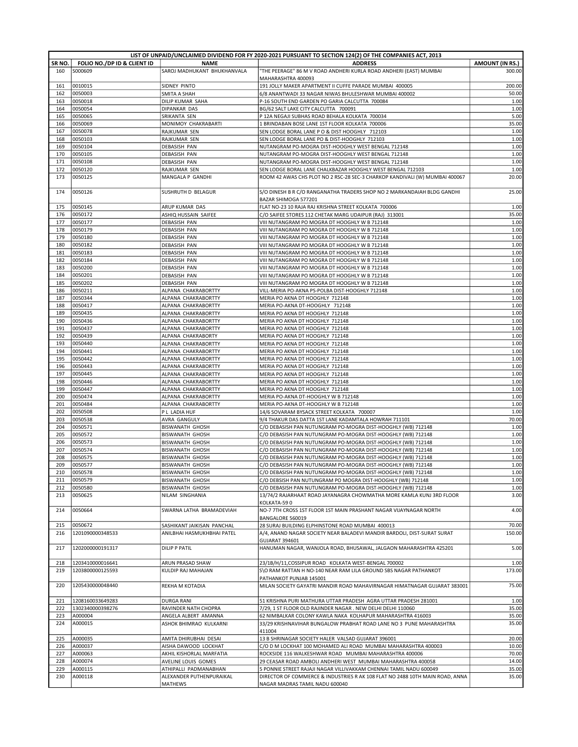| LIST OF UNPAID/UNCLAIMED DIVIDEND FOR FY 2020-2021 PURSUANT TO SECTION 124(2) OF THE COMPANIES ACT, 2013 | | | | |
|---|---|---|---|---|
| SR NO. | FOLIO NO./DP ID & CLIENT ID | NAME | ADDRESS | AMOUNT (IN RS.) |
| 160 | S000609 | SAROJ MADHUKANT BHUKHANVALA | "THE PEERAGE" 86 M V ROAD ANDHERI KURLA ROAD ANDHERI (EAST) MUMBAI MAHARASHTRA 400093 | 300.00 |
| 161 | 0010015 | SIDNEY PINTO | 191 JOLLY MAKER APARTMENT II CUFFE PARADE MUMBAI 400005 | 200.00 |
| 162 | 0050003 | SMITA A SHAH | 6/8 ANANTWADI 33 NAGAR NIWAS BHULESHWAR MUMBAI 400002 | 50.00 |
| 163 | 0050018 | DILIP KUMAR SAHA | P-16 SOUTH END GARDEN PO GARIA CALCUTTA 700084 | 1.00 |
| 164 | 0050054 | DIPANKAR DAS | BG/62 SALT LAKE CITY CALCUTTA 700091 | 1.00 |
| 165 | 0050065 | SRIKANTA SEN | P 12A NEGAJI SUBHAS ROAD BEHALA KOLKATA 700034 | 5.00 |
| 166 | 0050069 | MONIMOY CHAKRABARTI | 1 BRINDABAN BOSE LANE 1ST FLOOR KOLKATA 700006 | 35.00 |
| 167 | 0050078 | RAJKUMAR SEN | SEN LODGE BORAL LANE P O & DIST HOOGHLY 712103 | 1.00 |
| 168 | 0050103 | RAJKUMAR SEN | SEN LODGE BORAL LANE PO & DIST-HOOGHLY 712103 | 1.00 |
| 169 | 0050104 | DEBASISH PAN | NUTANGRAM PO-MOGRA DIST-HOOGHLY WEST BENGAL 712148 | 1.00 |
| 170 | 0050105 | DEBASISH PAN | NUTANGRAM PO-MOGRA DIST-HOOGHLY WEST BENGAL 712148 | 1.00 |
| 171 | 0050108 | DEBASISH PAN | NUTANGRAM PO-MOGRA DIST-HOOGHLY WEST BENGAL 712148 | 1.00 |
| 172 | 0050120 | RAJKUMAR SEN | SEN LODGE BORAL LANE CHALKBAZAR HOOGHLY WEST BENGAL 712103 | 1.00 |
| 173 | 0050125 | MANGALA P GANDHI | ROOM 42 AWAS CHS PLOT NO 2 RSC-28 SEC-3 CHARKOP KANDIVALI (W) MUMBAI 400067 | 20.00 |
| 174 | 0050126 | SUSHRUTH D BELAGUR | S/O DINESH B R C/O RANGANATHA TRADERS SHOP NO 2 MARKANDAIAH BLDG GANDHI BAZAR SHIMOGA 577201 | 25.00 |
| 175 | 0050145 | ARUP KUMAR DAS | FLAT NO-23 10 RAJA RAJ KRISHNA STREET KOLKATA 700006 | 1.00 |
| 176 | 0050172 | ASHIQ HUSSAIN SAIFEE | C/O SAIFEE STORES 112 CHETAK MARG UDAIPUR (RAJ) 313001 | 35.00 |
| 177 | 0050177 | DEBASISH PAN | VIII NUTANGRAM PO MOGRA DT HOOGHLY W B 712148 | 1.00 |
| 178 | 0050179 | DEBASISH PAN | VIII NUTANGRAM PO MOGRA DT HOOGHLY W B 712148 | 1.00 |
| 179 | 0050180 | DEBASISH PAN | VIII NUTANGRAM PO MOGRA DT HOOGHLY W B 712148 | 1.00 |
| 180 | 0050182 | DEBASISH PAN | VIII NUTANGRAM PO MOGRA DT HOOGHLY W B 712148 | 1.00 |
| 181 | 0050183 | DEBASISH PAN | VIII NUTANGRAM PO MOGRA DT HOOGHLY W B 712148 | 1.00 |
| 182 | 0050184 | DEBASISH PAN | VIII NUTANGRAM PO MOGRA DT HOOGHLY W B 712148 | 1.00 |
| 183 | 0050200 | DEBASISH PAN | VIII NUTANGRAM PO MOGRA DT HOOGHLY W B 712148 | 1.00 |
| 184 | 0050201 | DEBASISH PAN | VIII NUTANGRAM PO MOGRA DT HOOGHLY W B 712148 | 1.00 |
| 185 | 0050202 | DEBASISH PAN | VIII NUTANGRAM PO MOGRA DT HOOGHLY W B 712148 | 1.00 |
| 186 | 0050211 | ALPANA CHAKRABORTTY | VILL-MERIA PO-AKNA PS-POLBA DIST-HOOGHLY 712148 | 1.00 |
| 187 | 0050344 | ALPANA CHAKRABORTTY | MERIA PO AKNA DT HOOGHLY 712148 | 1.00 |
| 188 | 0050417 | ALPANA CHAKRABORTTY | MERIA PO-AKNA DT-HOOGHLY 712148 | 1.00 |
| 189 | 0050435 | ALPANA CHAKRABORTTY | MERIA PO AKNA DT HOOGHLY 712148 | 1.00 |
| 190 | 0050436 | ALPANA CHAKRABORTTY | MERIA PO AKNA DT HOOGHLY 712148 | 1.00 |
| 191 | 0050437 | ALPANA CHAKRABORTTY | MERIA PO AKNA DT HOOGHLY 712148 | 1.00 |
| 192 | 0050439 | ALPANA CHAKRABORTY | MERIA PO AKNA DT HOOGHLY 712148 | 1.00 |
| 193 | 0050440 | ALPANA CHAKRABORTTY | MERIA PO AKNA DT HOOGHLY 712148 | 1.00 |
| 194 | 0050441 | ALPANA CHAKRABORTTY | MERIA PO AKNA DT HOOGHLY 712148 | 1.00 |
| 195 | 0050442 | ALPANA CHAKRABORTTY | MERIA PO AKNA DT HOOGHLY 712148 | 1.00 |
| 196 | 0050443 | ALPANA CHAKRABORTTY | MERIA PO AKNA DT HOOGHLY 712148 | 1.00 |
| 197 | 0050445 | ALPANA CHAKRABORTTY | MERIA PO AKNA DT HOOGHLY 712148 | 1.00 |
| 198 | 0050446 | ALPANA CHAKRABORTTY | MERIA PO AKNA DT HOOGHLY 712148 | 1.00 |
| 199 | 0050447 | ALPANA CHAKRABORTTY | MERIA PO AKNA DT HOOGHLY 712148 | 1.00 |
| 200 | 0050474 | ALPANA CHAKRABORTTY | MERIA PO-AKNA DT-HOOGHLY W B 712148 | 1.00 |
| 201 | 0050484 | ALPANA CHAKRABORTTY | MERIA PO-AKNA DT-HOOGHLY W B 712148 | 1.00 |
| 202 | 0050508 | P L LADIA HUF | 14/6 SOVARAM BYSACK STREET KOLKATA 700007 | 1.00 |
| 203 | 0050538 | AVRA GANGULY | 9/4 THAKUR DAS DATTA 1ST LANE KADAMTALA HOWRAH 711101 | 70.00 |
| 204 | 0050571 | BISWANATH GHOSH | C/O DEBASISH PAN NUTUNGRAM PO-MOGRA DIST-HOOGHLY (WB) 712148 | 1.00 |
| 205 | 0050572 | BISWANATH GHOSH | C/O DEBASISH PAN NUTUNGRAM PO-MOGRA DIST-HOOGHLY (WB) 712148 | 1.00 |
| 206 | 0050573 | BISWANATH GHOSH | C/O DEBASISH PAN NUTUNGRAM PO-MOGRA DIST-HOOGHLY (WB) 712148 | 1.00 |
| 207 | 0050574 | BISWANATH GHOSH | C/O DEBASISH PAN NUTUNGRAM PO-MOGRA DIST-HOOGHLY (WB) 712148 | 1.00 |
| 208 | 0050575 | BISWANATH GHOSH | C/O DEBASISH PAN NUTUNGRAM PO-MOGRA DIST-HOOGHLY (WB) 712148 | 1.00 |
| 209 | 0050577 | BISWANATH GHOSH | C/O DEBASISH PAN NUTUNGRAM PO-MOGRA DIST-HOOGHLY (WB) 712148 | 1.00 |
| 210 | 0050578 | BISWANATH GHOSH | C/O DEBASISH PAN NUTUNGRAM PO-MOGRA DIST-HOOGHLY (WB) 712148 | 1.00 |
| 211 | 0050579 | BISWANATH GHOSH | C/O DEBSISH PAN NUTUNGRAM PO MOGRA DIST-HOOGHLY (WB) 712148 | 1.00 |
| 212 | 0050580 | BISWANATH GHOSH | C/O DEBASISH PAN NUTUNGRAM PO-MOGRA DIST-HOOGHLY (WB) 712148 | 1.00 |
| 213 | 0050625 | NILAM SINGHANIA | 13/74/2 RAJARHAAT ROAD JAYANAGRA CHOWMATHA MORE KAMLA KUNJ 3RD FLOOR KOLKATA-59 0 | 3.00 |
| 214 | 0050664 | SWARNA LATHA BRAMADEVIAH | NO-7 7TH CROSS 1ST FLOOR 1ST MAIN PRASHANT NAGAR VIJAYNAGAR NORTH BANGALORE 560019 | 4.00 |
| 215 | 0050672 | SASHIKANT JAIKISAN PANCHAL | 28 SURAJ BUILDING ELPHINSTONE ROAD MUMBAI 400013 | 70.00 |
| 216 | 1201090000348533 | ANILBHAI HASMUKHBHAI PATEL | A/4, ANAND NAGAR SOCIETY NEAR BALADEVI MANDIR BARDOLI, DIST-SURAT SURAT GUJARAT 394601 | 150.00 |
| 217 | 1202000000191317 | DILIP P PATIL | HANUMAN NAGAR, WANJOLA ROAD, BHUSAWAL, JALGAON MAHARASHTRA 425201 | 5.00 |
| 218 | 1203410000016641 | ARUN PRASAD SHAW | 23/1B/H/11,COSSIPUR ROAD KOLKATA WEST-BENGAL 700002 | 1.00 |
| 219 | 1203800000125593 | KULDIP RAJ MAHAJAN | S\O RAM RATTAN H NO-140 NEAR RAM LILA GROUND SBS NAGAR PATHANKOT PATHANKOT PUNJAB 145001 | 173.00 |
| 220 | 1205430000048440 | REKHA M KOTADIA | MILAN SOCIETY GAYATRI MANDIR ROAD MAHAVIRNAGAR HIMATNAGAR GUJARAT 383001 | 75.00 |
| 221 | 1208160033649283 | DURGA RANI | 51 KRISHNA PURI MATHURA UTTAR PRADESH AGRA UTTAR PRADESH 281001 | 1.00 |
| 222 | 1302340000398276 | RAVINDER NATH CHOPRA | 7/29, 1 ST FLOOR OLD RAJINDER NAGAR . NEW DELHI DELHI 110060 | 35.00 |
| 223 | A000004 | ANGELA ALBERT AMANNA | 62 NIMBALKAR COLONY KAWLA NAKA KOLHAPUR MAHARASHTRA 416003 | 35.00 |
| 224 | A000015 | ASHOK BHIMRAO KULKARNI | 33/29 KRISHNAVIHAR BUNGALOW PRABHAT ROAD LANE NO 3 PUNE MAHARASHTRA 411004 | 35.00 |
| 225 | A000035 | AMITA DHIRUBHAI DESAI | 13 B SHRINAGAR SOCIETY HALER VALSAD GUJARAT 396001 | 20.00 |
| 226 | A000037 | AISHA DAWOOD LOCKHAT | C/O D M LOCKHAT 100 MOHAMED ALI ROAD MUMBAI MAHARASHTRA 400003 | 10.00 |
| 227 | A000063 | AKHIL KISHORLAL MARFATIA | ROCKSIDE 116 WALKESHWAR ROAD MUMBAI MAHARASHTRA 400006 | 70.00 |
| 228 | A000074 | AVELINE LOUIS GOMES | 29 CEASAR ROAD AMBOLI ANDHERI WEST MUMBAI MAHARASHTRA 400058 | 14.00 |
| 229 | A000115 | ATHIPALLI PADMANABHAN | 5 PONNIE STREET RAJAJI NAGAR VILLIVAKKAM CHENNAI TAMIL NADU 600049 | 35.00 |
| 230 | A000118 | ALEXANDER PUTHENPURAIKAL MATHEWS | DIRECTOR OF COMMERCE & INDUSTRIES R AK 108 FLAT NO 2488 10TH MAIN ROAD, ANNA NAGAR MADRAS TAMIL NADU 600040 | 35.00 |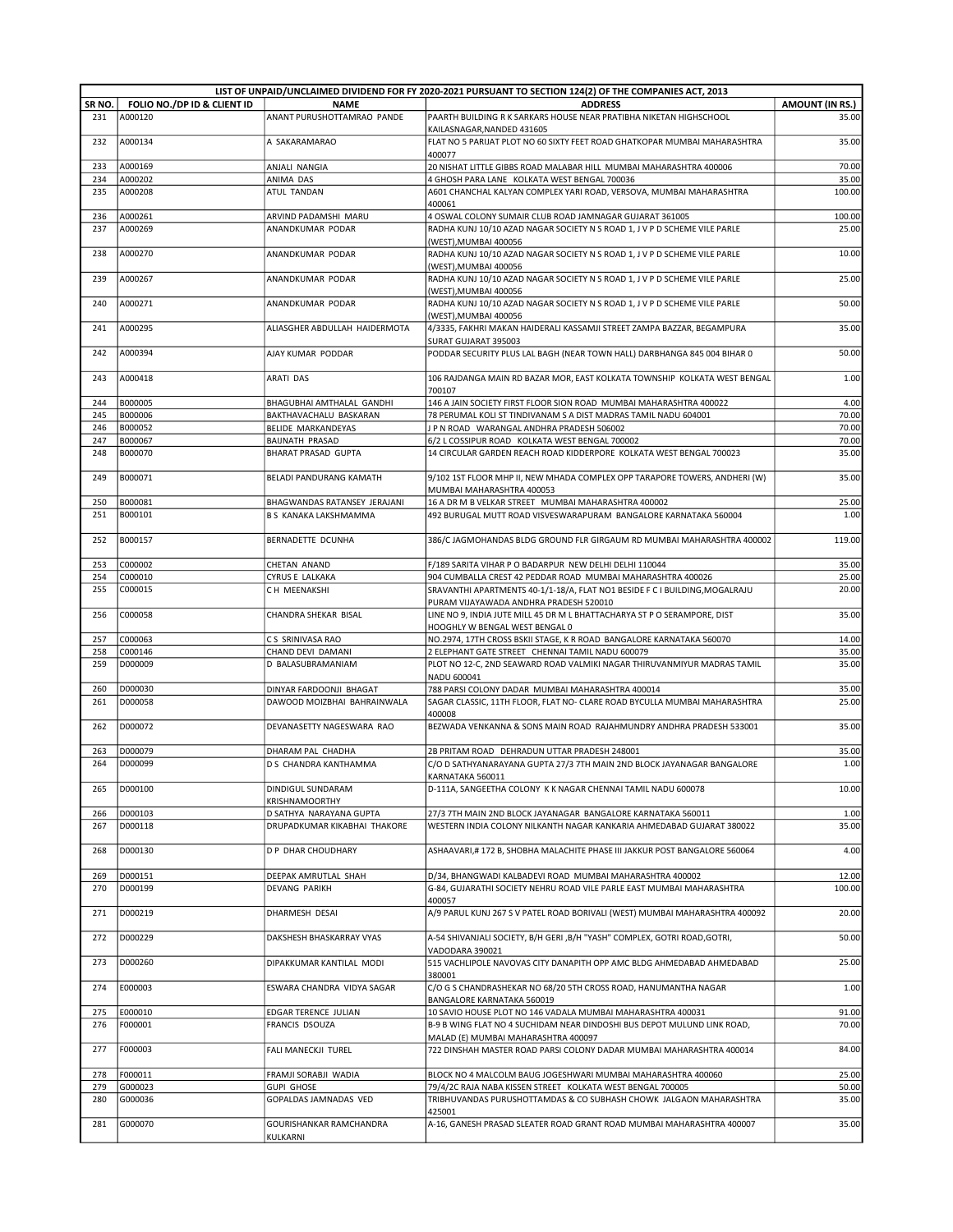| LIST OF UNPAID/UNCLAIMED DIVIDEND FOR FY 2020-2021 PURSUANT TO SECTION 124(2) OF THE COMPANIES ACT, 2013 | | | | |
|---|---|---|---|---|
| SR NO. | FOLIO NO./DP ID & CLIENT ID | NAME | ADDRESS | AMOUNT (IN RS.) |
| 231 | A000120 | ANANT PURUSHOTTAMRAO PANDE | PAARTH BUILDING R K SARKARS HOUSE NEAR PRATIBHA NIKETAN HIGHSCHOOL KAILASNAGAR,NANDED 431605 | 35.00 |
| 232 | A000134 | A SAKARAMARAO | FLAT NO 5 PARIJAT PLOT NO 60 SIXTY FEET ROAD GHATKOPAR MUMBAI MAHARASHTRA 400077 | 35.00 |
| 233 | A000169 | ANJALI NANGIA | 20 NISHAT LITTLE GIBBS ROAD MALABAR HILL MUMBAI MAHARASHTRA 400006 | 70.00 |
| 234 | A000202 | ANIMA DAS | 4 GHOSH PARA LANE KOLKATA WEST BENGAL 700036 | 35.00 |
| 235 | A000208 | ATUL TANDAN | A601 CHANCHAL KALYAN COMPLEX YARI ROAD, VERSOVA, MUMBAI MAHARASHTRA 400061 | 100.00 |
| 236 | A000261 | ARVIND PADAMSHI MARU | 4 OSWAL COLONY SUMAIR CLUB ROAD JAMNAGAR GUJARAT 361005 | 100.00 |
| 237 | A000269 | ANANDKUMAR PODAR | RADHA KUNJ 10/10 AZAD NAGAR SOCIETY N S ROAD 1, J V P D SCHEME VILE PARLE (WEST),MUMBAI 400056 | 25.00 |
| 238 | A000270 | ANANDKUMAR PODAR | RADHA KUNJ 10/10 AZAD NAGAR SOCIETY N S ROAD 1, J V P D SCHEME VILE PARLE (WEST),MUMBAI 400056 | 10.00 |
| 239 | A000267 | ANANDKUMAR PODAR | RADHA KUNJ 10/10 AZAD NAGAR SOCIETY N S ROAD 1, J V P D SCHEME VILE PARLE (WEST),MUMBAI 400056 | 25.00 |
| 240 | A000271 | ANANDKUMAR PODAR | RADHA KUNJ 10/10 AZAD NAGAR SOCIETY N S ROAD 1, J V P D SCHEME VILE PARLE (WEST),MUMBAI 400056 | 50.00 |
| 241 | A000295 | ALIASGHER ABDULLAH HAIDERMOTA | 4/3335, FAKHRI MAKAN HAIDERALI KASSAMJI STREET ZAMPA BAZZAR, BEGAMPURA SURAT GUJARAT 395003 | 35.00 |
| 242 | A000394 | AJAY KUMAR PODDAR | PODDAR SECURITY PLUS LAL BAGH (NEAR TOWN HALL) DARBHANGA 845 004 BIHAR 0 | 50.00 |
| 243 | A000418 | ARATI DAS | 106 RAJDANGA MAIN RD BAZAR MOR, EAST KOLKATA TOWNSHIP KOLKATA WEST BENGAL 700107 | 1.00 |
| 244 | B000005 | BHAGUBHAI AMTHALAL GANDHI | 146 A JAIN SOCIETY FIRST FLOOR SION ROAD MUMBAI MAHARASHTRA 400022 | 4.00 |
| 245 | B000006 | BAKTHAVACHALU BASKARAN | 78 PERUMAL KOLI ST TINDIVANAM S A DIST MADRAS TAMIL NADU 604001 | 70.00 |
| 246 | B000052 | BELIDE MARKANDEYAS | J P N ROAD WARANGAL ANDHRA PRADESH 506002 | 70.00 |
| 247 | B000067 | BAIJNATH PRASAD | 6/2 L COSSIPUR ROAD KOLKATA WEST BENGAL 700002 | 70.00 |
| 248 | B000070 | BHARAT PRASAD GUPTA | 14 CIRCULAR GARDEN REACH ROAD KIDDERPORE KOLKATA WEST BENGAL 700023 | 35.00 |
| 249 | B000071 | BELADI PANDURANG KAMATH | 9/102 1ST FLOOR MHP II, NEW MHADA COMPLEX OPP TARAPORE TOWERS, ANDHERI (W) MUMBAI MAHARASHTRA 400053 | 35.00 |
| 250 | B000081 | BHAGWANDAS RATANSEY JERAJANI | 16 A DR M B VELKAR STREET MUMBAI MAHARASHTRA 400002 | 25.00 |
| 251 | B000101 | B S KANAKA LAKSHMAMMA | 492 BURUGAL MUTT ROAD VISVESWARAPURAM BANGALORE KARNATAKA 560004 | 1.00 |
| 252 | B000157 | BERNADETTE DCUNHA | 386/C JAGMOHANDAS BLDG GROUND FLR GIRGAUM RD MUMBAI MAHARASHTRA 400002 | 119.00 |
| 253 | C000002 | CHETAN ANAND | F/189 SARITA VIHAR P O BADARPUR NEW DELHI DELHI 110044 | 35.00 |
| 254 | C000010 | CYRUS E LALKAKA | 904 CUMBALLA CREST 42 PEDDAR ROAD MUMBAI MAHARASHTRA 400026 | 25.00 |
| 255 | C000015 | C H MEENAKSHI | SRAVANTHI APARTMENTS 40-1/1-18/A, FLAT NO1 BESIDE F C I BUILDING,MOGALRAJU PURAM VIJAYAWADA ANDHRA PRADESH 520010 | 20.00 |
| 256 | C000058 | CHANDRA SHEKAR BISAL | LINE NO 9, INDIA JUTE MILL 45 DR M L BHATTACHARYA ST P O SERAMPORE, DIST HOOGHLY W BENGAL WEST BENGAL 0 | 35.00 |
| 257 | C000063 | C S SRINIVASA RAO | NO.2974, 17TH CROSS BSKII STAGE, K R ROAD BANGALORE KARNATAKA 560070 | 14.00 |
| 258 | C000146 | CHAND DEVI DAMANI | 2 ELEPHANT GATE STREET CHENNAI TAMIL NADU 600079 | 35.00 |
| 259 | D000009 | D BALASUBRAMANIAM | PLOT NO 12-C, 2ND SEAWARD ROAD VALMIKI NAGAR THIRUVANMIYUR MADRAS TAMIL NADU 600041 | 35.00 |
| 260 | D000030 | DINYAR FARDOONJI BHAGAT | 788 PARSI COLONY DADAR MUMBAI MAHARASHTRA 400014 | 35.00 |
| 261 | D000058 | DAWOOD MOIZBHAI BAHRAINWALA | SAGAR CLASSIC, 11TH FLOOR, FLAT NO- CLARE ROAD BYCULLA MUMBAI MAHARASHTRA 400008 | 25.00 |
| 262 | D000072 | DEVANASETTY NAGESWARA RAO | BEZWADA VENKANNA & SONS MAIN ROAD RAJAHMUNDRY ANDHRA PRADESH 533001 | 35.00 |
| 263 | D000079 | DHARAM PAL CHADHA | 2B PRITAM ROAD DEHRADUN UTTAR PRADESH 248001 | 35.00 |
| 264 | D000099 | D S CHANDRA KANTHAMMA | C/O D SATHYANARAYANA GUPTA 27/3 7TH MAIN 2ND BLOCK JAYANAGAR BANGALORE KARNATAKA 560011 | 1.00 |
| 265 | D000100 | DINDIGUL SUNDARAM KRISHNAMOORTHY | D-111A, SANGEETHA COLONY K K NAGAR CHENNAI TAMIL NADU 600078 | 10.00 |
| 266 | D000103 | D SATHYA NARAYANA GUPTA | 27/3 7TH MAIN 2ND BLOCK JAYANAGAR BANGALORE KARNATAKA 560011 | 1.00 |
| 267 | D000118 | DRUPADKUMAR KIKABHAI THAKORE | WESTERN INDIA COLONY NILKANTH NAGAR KANKARIA AHMEDABAD GUJARAT 380022 | 35.00 |
| 268 | D000130 | D P DHAR CHOUDHARY | ASHAAVARI,# 172 B, SHOBHA MALACHITE PHASE III JAKKUR POST BANGALORE 560064 | 4.00 |
| 269 | D000151 | DEEPAK AMRUTLAL SHAH | D/34, BHANGWADI KALBADEVI ROAD MUMBAI MAHARASHTRA 400002 | 12.00 |
| 270 | D000199 | DEVANG PARIKH | G-84, GUJARATHI SOCIETY NEHRU ROAD VILE PARLE EAST MUMBAI MAHARASHTRA 400057 | 100.00 |
| 271 | D000219 | DHARMESH DESAI | A/9 PARUL KUNJ 267 S V PATEL ROAD BORIVALI (WEST) MUMBAI MAHARASHTRA 400092 | 20.00 |
| 272 | D000229 | DAKSHESH BHASKARRAY VYAS | A-54 SHIVANJALI SOCIETY, B/H GERI ,B/H "YASH" COMPLEX, GOTRI ROAD,GOTRI, VADODARA 390021 | 50.00 |
| 273 | D000260 | DIPAKKUMAR KANTILAL MODI | 515 VACHLIPOLE NAVOVAS CITY DANAPITH OPP AMC BLDG AHMEDABAD AHMEDABAD 380001 | 25.00 |
| 274 | E000003 | ESWARA CHANDRA VIDYA SAGAR | C/O G S CHANDRASHEKAR NO 68/20 5TH CROSS ROAD, HANUMANTHA NAGAR BANGALORE KARNATAKA 560019 | 1.00 |
| 275 | E000010 | EDGAR TERENCE JULIAN | 10 SAVIO HOUSE PLOT NO 146 VADALA MUMBAI MAHARASHTRA 400031 | 91.00 |
| 276 | F000001 | FRANCIS DSOUZA | B-9 B WING FLAT NO 4 SUCHIDAM NEAR DINDOSHI BUS DEPOT MULUND LINK ROAD, MALAD (E) MUMBAI MAHARASHTRA 400097 | 70.00 |
| 277 | F000003 | FALI MANECKJI TUREL | 722 DINSHAH MASTER ROAD PARSI COLONY DADAR MUMBAI MAHARASHTRA 400014 | 84.00 |
| 278 | F000011 | FRAMJI SORABJI WADIA | BLOCK NO 4 MALCOLM BAUG JOGESHWARI MUMBAI MAHARASHTRA 400060 | 25.00 |
| 279 | G000023 | GUPI GHOSE | 79/4/2C RAJA NABA KISSEN STREET KOLKATA WEST BENGAL 700005 | 50.00 |
| 280 | G000036 | GOPALDAS JAMNADAS VED | TRIBHUVANDAS PURUSHOTTAMDAS & CO SUBHASH CHOWK JALGAON MAHARASHTRA 425001 | 35.00 |
| 281 | G000070 | GOURISHANKAR RAMCHANDRA KULKARNI | A-16, GANESH PRASAD SLEATER ROAD GRANT ROAD MUMBAI MAHARASHTRA 400007 | 35.00 |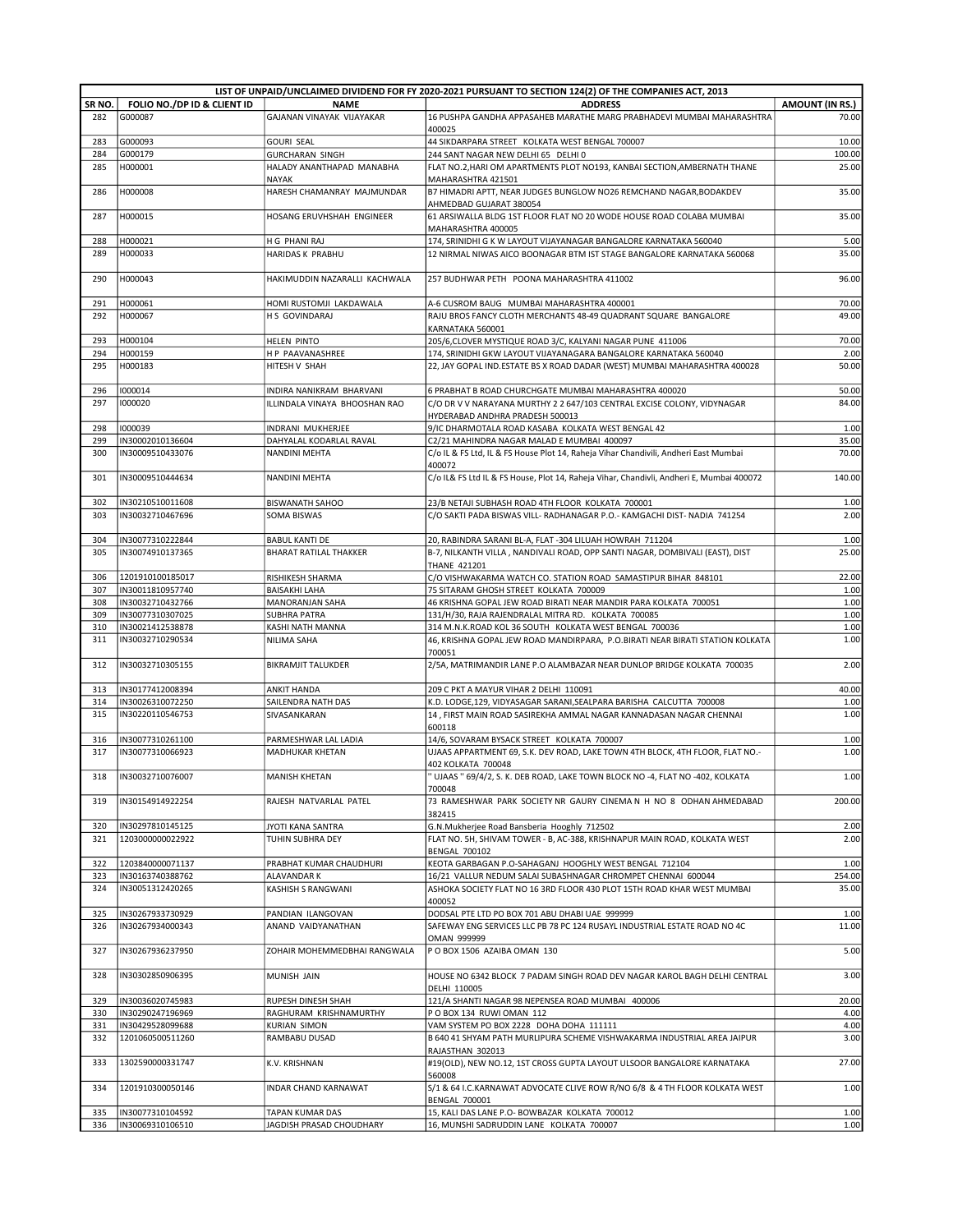| LIST OF UNPAID/UNCLAIMED DIVIDEND FOR FY 2020-2021 PURSUANT TO SECTION 124(2) OF THE COMPANIES ACT, 2013 | | | | |
|---|---|---|---|---|
| **SR NO.** | **FOLIO NO./DP ID & CLIENT ID** | **NAME** | **ADDRESS** | **AMOUNT (IN RS.)** |
| 282 | G000087 | GAJANAN VINAYAK VIJAYAKAR | 16 PUSHPA GANDHA APPASAHEB MARATHE MARG PRABHADEVI MUMBAI MAHARASHTRA 400025 | 70.00 |
| 283 | G000093 | GOURI SEAL | 44 SIKDARPARA STREET KOLKATA WEST BENGAL 700007 | 10.00 |
| 284 | G000179 | GURCHARAN SINGH | 244 SANT NAGAR NEW DELHI 65 DELHI 0 | 100.00 |
| 285 | H000001 | HALADY ANANTHAPAD MANABHA NAYAK | FLAT NO.2,HARI OM APARTMENTS PLOT NO193, KANBAI SECTION,AMBERNATH THANE MAHARASHTRA 421501 | 25.00 |
| 286 | H000008 | HARESH CHAMANRAY MAJMUNDAR | B7 HIMADRI APTT, NEAR JUDGES BUNGLOW NO26 REMCHAND NAGAR,BODAKDEV AHMEDBAD GUJARAT 380054 | 35.00 |
| 287 | H000015 | HOSANG ERUVHSHAH ENGINEER | 61 ARSIWALLA BLDG 1ST FLOOR FLAT NO 20 WODE HOUSE ROAD COLABA MUMBAI MAHARASHTRA 400005 | 35.00 |
| 288 | H000021 | H G PHANI RAJ | 174, SRINIDHI G K W LAYOUT VIJAYANAGAR BANGALORE KARNATAKA 560040 | 5.00 |
| 289 | H000033 | HARIDAS K PRABHU | 12 NIRMAL NIWAS AICO BOONAGAR BTM IST STAGE BANGALORE KARNATAKA 560068 | 35.00 |
| 290 | H000043 | HAKIMUDDIN NAZARALLI KACHWALA | 257 BUDHWAR PETH POONA MAHARASHTRA 411002 | 96.00 |
| 291 | H000061 | HOMI RUSTOMJI LAKDAWALA | A-6 CUSROM BAUG MUMBAI MAHARASHTRA 400001 | 70.00 |
| 292 | H000067 | H S GOVINDARAJ | RAJU BROS FANCY CLOTH MERCHANTS 48-49 QUADRANT SQUARE BANGALORE KARNATAKA 560001 | 49.00 |
| 293 | H000104 | HELEN PINTO | 205/6,CLOVER MYSTIQUE ROAD 3/C, KALYANI NAGAR PUNE 411006 | 70.00 |
| 294 | H000159 | H P PAAVANASHREE | 174, SRINIDHI GKW LAYOUT VIJAYANAGARA BANGALORE KARNATAKA 560040 | 2.00 |
| 295 | H000183 | HITESH V SHAH | 22, JAY GOPAL IND.ESTATE BS X ROAD DADAR (WEST) MUMBAI MAHARASHTRA 400028 | 50.00 |
| 296 | I000014 | INDIRA NANIKRAM BHARVANI | 6 PRABHAT B ROAD CHURCHGATE MUMBAI MAHARASHTRA 400020 | 50.00 |
| 297 | I000020 | ILLINDALA VINAYA BHOOSHAN RAO | C/O DR V V NARAYANA MURTHY 2 2 647/103 CENTRAL EXCISE COLONY, VIDYNAGAR HYDERABAD ANDHRA PRADESH 500013 | 84.00 |
| 298 | I000039 | INDRANI MUKHERJEE | 9/IC DHARMOTALA ROAD KASABA KOLKATA WEST BENGAL 42 | 1.00 |
| 299 | IN30002010136604 | DAHYALAL KODARLAL RAVAL | C2/21 MAHINDRA NAGAR MALAD E MUMBAI 400097 | 35.00 |
| 300 | IN30009510433076 | NANDINI MEHTA | C/o IL & FS Ltd, IL & FS House Plot 14, Raheja Vihar Chandivili, Andheri East Mumbai 400072 | 70.00 |
| 301 | IN30009510444634 | NANDINI MEHTA | C/o IL& FS Ltd IL & FS House, Plot 14, Raheja Vihar, Chandivli, Andheri E, Mumbai 400072 | 140.00 |
| 302 | IN30210510011608 | BISWANATH SAHOO | 23/B NETAJI SUBHASH ROAD 4TH FLOOR KOLKATA 700001 | 1.00 |
| 303 | IN30032710467696 | SOMA BISWAS | C/O SAKTI PADA BISWAS VILL- RADHANAGAR P.O.- KAMGACHI DIST- NADIA 741254 | 2.00 |
| 304 | IN30077310222844 | BABUL KANTI DE | 20, RABINDRA SARANI BL-A, FLAT -304 LILUAH HOWRAH 711204 | 1.00 |
| 305 | IN30074910137365 | BHARAT RATILAL THAKKER | B-7, NILKANTH VILLA , NANDIVALI ROAD, OPP SANTI NAGAR, DOMBIVALI (EAST), DIST THANE 421201 | 25.00 |
| 306 | 1201910100185017 | RISHIKESH SHARMA | C/O VISHWAKARMA WATCH CO. STATION ROAD SAMASTIPUR BIHAR 848101 | 22.00 |
| 307 | IN30011810957740 | BAISAKHI LAHA | 75 SITARAM GHOSH STREET KOLKATA 700009 | 1.00 |
| 308 | IN30032710432766 | MANORANJAN SAHA | 46 KRISHNA GOPAL JEW ROAD BIRATI NEAR MANDIR PARA KOLKATA 700051 | 1.00 |
| 309 | IN30077310307025 | SUBHRA PATRA | 131/H/30, RAJA RAJENDRALAL MITRA RD. KOLKATA 700085 | 1.00 |
| 310 | IN30021412538878 | KASHI NATH MANNA | 314 M.N.K.ROAD KOL 36 SOUTH KOLKATA WEST BENGAL 700036 | 1.00 |
| 311 | IN30032710290534 | NILIMA SAHA | 46, KRISHNA GOPAL JEW ROAD MANDIRPARA, P.O.BIRATI NEAR BIRATI STATION KOLKATA 700051 | 1.00 |
| 312 | IN30032710305155 | BIKRAMJIT TALUKDER | 2/5A, MATRIMANDIR LANE P.O ALAMBAZAR NEAR DUNLOP BRIDGE KOLKATA 700035 | 2.00 |
| 313 | IN30177412008394 | ANKIT HANDA | 209 C PKT A MAYUR VIHAR 2 DELHI 110091 | 40.00 |
| 314 | IN30026310072250 | SAILENDRA NATH DAS | K.D. LODGE,129, VIDYASAGAR SARANI,SEALPARA BARISHA CALCUTTA 700008 | 1.00 |
| 315 | IN30220110546753 | SIVASANKARAN | 14 , FIRST MAIN ROAD SASIREKHA AMMAL NAGAR KANNADASAN NAGAR CHENNAI 600118 | 1.00 |
| 316 | IN30077310261100 | PARMESHWAR LAL LADIA | 14/6, SOVARAM BYSACK STREET KOLKATA 700007 | 1.00 |
| 317 | IN30077310066923 | MADHUKAR KHETAN | UJAAS APPARTMENT 69, S.K. DEV ROAD, LAKE TOWN 4TH BLOCK, 4TH FLOOR, FLAT NO.-402 KOLKATA 700048 | 1.00 |
| 318 | IN30032710076007 | MANISH KHETAN | " UJAAS " 69/4/2, S. K. DEB ROAD, LAKE TOWN BLOCK NO -4, FLAT NO -402, KOLKATA 700048 | 1.00 |
| 319 | IN30154914922254 | RAJESH NATVARLAL PATEL | 73 RAMESHWAR PARK SOCIETY NR GAURY CINEMA N H NO 8 ODHAN AHMEDABAD 382415 | 200.00 |
| 320 | IN30297810145125 | JYOTI KANA SANTRA | G.N.Mukherjee Road Bansberia Hooghly 712502 | 2.00 |
| 321 | 1203000000022922 | TUHIN SUBHRA DEY | FLAT NO. 5H, SHIVAM TOWER - B, AC-388, KRISHNAPUR MAIN ROAD, KOLKATA WEST BENGAL 700102 | 2.00 |
| 322 | 1203840000071137 | PRABHAT KUMAR CHAUDHURI | KEOTA GARBAGAN P.O-SAHAGANJ HOOGHLY WEST BENGAL 712104 | 1.00 |
| 323 | IN30163740388762 | ALAVANDAR K | 16/21 VALLUR NEDUM SALAI SUBASHNAGAR CHROMPET CHENNAI 600044 | 254.00 |
| 324 | IN30051312420265 | KASHISH S RANGWANI | ASHOKA SOCIETY FLAT NO 16 3RD FLOOR 430 PLOT 15TH ROAD KHAR WEST MUMBAI 400052 | 35.00 |
| 325 | IN30267933730929 | PANDIAN ILANGOVAN | DODSAL PTE LTD PO BOX 701 ABU DHABI UAE 999999 | 1.00 |
| 326 | IN30267934000343 | ANAND VAIDYANATHAN | SAFEWAY ENG SERVICES LLC PB 78 PC 124 RUSAYL INDUSTRIAL ESTATE ROAD NO 4C OMAN 999999 | 11.00 |
| 327 | IN30267936237950 | ZOHAIR MOHEMMEDBHAI RANGWALA | P O BOX 1506 AZAIBA OMAN 130 | 5.00 |
| 328 | IN30302850906395 | MUNISH JAIN | HOUSE NO 6342 BLOCK 7 PADAM SINGH ROAD DEV NAGAR KAROL BAGH DELHI CENTRAL DELHI 110005 | 3.00 |
| 329 | IN30036020745983 | RUPESH DINESH SHAH | 121/A SHANTI NAGAR 98 NEPENSEA ROAD MUMBAI 400006 | 20.00 |
| 330 | IN30290247196969 | RAGHURAM KRISHNAMURTHY | P O BOX 134 RUWI OMAN 112 | 4.00 |
| 331 | IN30429528099688 | KURIAN SIMON | VAM SYSTEM PO BOX 2228 DOHA DOHA 111111 | 4.00 |
| 332 | 1201060500511260 | RAMBABU DUSAD | B 640 41 SHYAM PATH MURLIPURA SCHEME VISHWAKARMA INDUSTRIAL AREA JAIPUR RAJASTHAN 302013 | 3.00 |
| 333 | 1302590000331747 | K.V. KRISHNAN | #19(OLD), NEW NO.12, 1ST CROSS GUPTA LAYOUT ULSOOR BANGALORE KARNATAKA 560008 | 27.00 |
| 334 | 1201910300050146 | INDAR CHAND KARNAWAT | S/1 & 64 I.C.KARNAWAT ADVOCATE CLIVE ROW R/NO 6/8 & 4 TH FLOOR KOLKATA WEST BENGAL 700001 | 1.00 |
| 335 | IN30077310104592 | TAPAN KUMAR DAS | 15, KALI DAS LANE P.O- BOWBAZAR KOLKATA 700012 | 1.00 |
| 336 | IN30069310106510 | JAGDISH PRASAD CHOUDHARY | 16, MUNSHI SADRUDDIN LANE KOLKATA 700007 | 1.00 |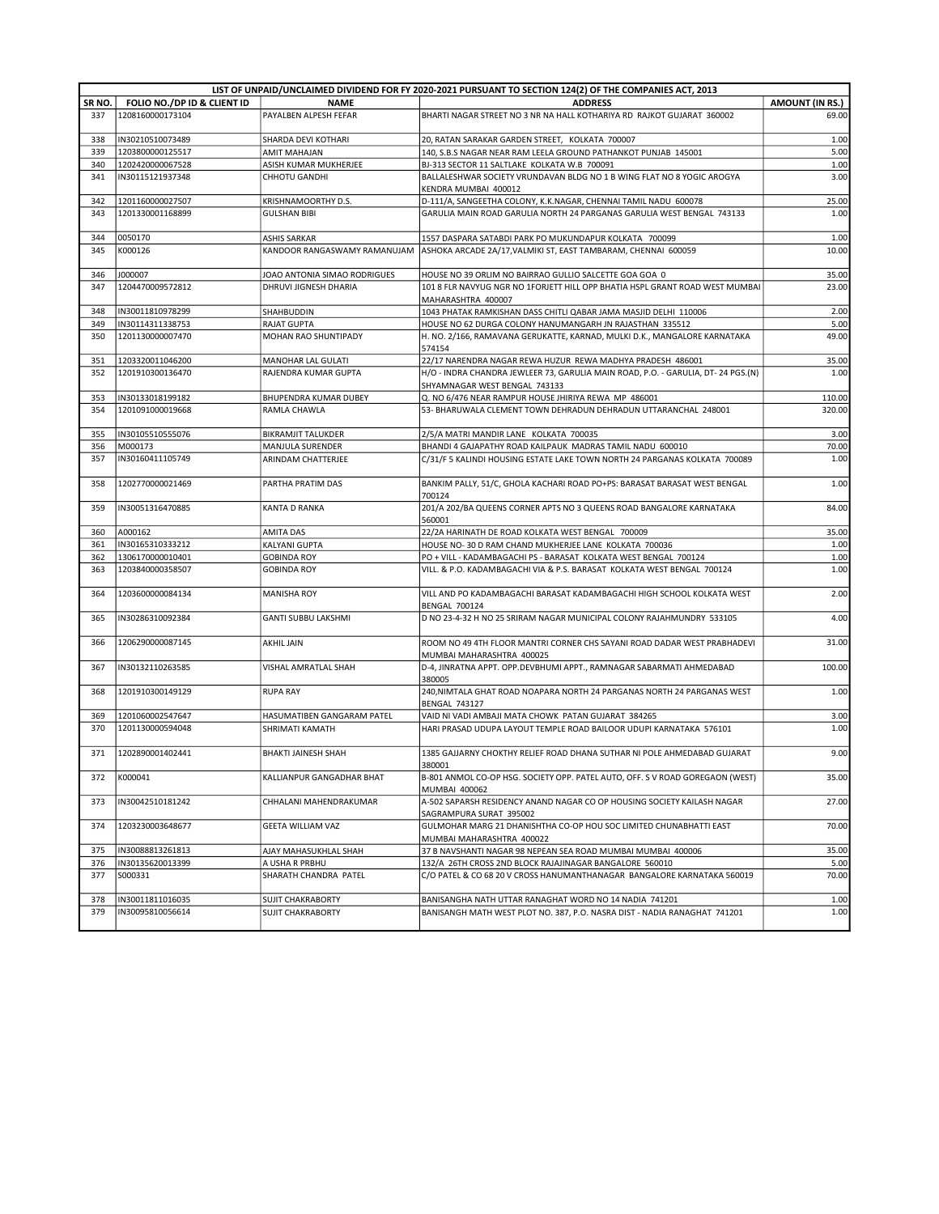| LIST OF UNPAID/UNCLAIMED DIVIDEND FOR FY 2020-2021 PURSUANT TO SECTION 124(2) OF THE COMPANIES ACT, 2013 | | | | |
|---|---|---|---|---|
| SR NO. | FOLIO NO./DP ID & CLIENT ID | NAME | ADDRESS | AMOUNT (IN RS.) |
| 337 | 1208160000173104 | PAYALBEN ALPESH FEFAR | BHARTI NAGAR STREET NO 3 NR NA HALL KOTHARIYA RD RAJKOT GUJARAT 360002 | 69.00 |
| 338 | IN30210510073489 | SHARDA DEVI KOTHARI | 20, RATAN SARAKAR GARDEN STREET, KOLKATA 700007 | 1.00 |
| 339 | 1203800000125517 | AMIT MAHAJAN | 140, S.B.S NAGAR NEAR RAM LEELA GROUND PATHANKOT PUNJAB 145001 | 5.00 |
| 340 | 1202420000067528 | ASISH KUMAR MUKHERJEE | BJ-313 SECTOR 11 SALTLAKE KOLKATA W.B 700091 | 1.00 |
| 341 | IN30115121937348 | CHHOTU GANDHI | BALLALESHWAR SOCIETY VRUNDAVAN BLDG NO 1 B WING FLAT NO 8 YOGIC AROGYA KENDRA MUMBAI 400012 | 3.00 |
| 342 | 1201160000027507 | KRISHNAMOORTHY D.S. | D-111/A, SANGEETHA COLONY, K.K.NAGAR, CHENNAI TAMIL NADU 600078 | 25.00 |
| 343 | 1201330001168899 | GULSHAN BIBI | GARULIA MAIN ROAD GARULIA NORTH 24 PARGANAS GARULIA WEST BENGAL 743133 | 1.00 |
| 344 | 0050170 | ASHIS SARKAR | 1557 DASPARA SATABDI PARK PO MUKUNDAPUR KOLKATA 700099 | 1.00 |
| 345 | K000126 | KANDOOR RANGASWAMY RAMANUJAM | ASHOKA ARCADE 2A/17,VALMIKI ST, EAST TAMBARAM, CHENNAI 600059 | 10.00 |
| 346 | J000007 | JOAO ANTONIA SIMAO RODRIGUES | HOUSE NO 39 ORLIM NO BAIRRAO GULLIO SALCETTE GOA GOA 0 | 35.00 |
| 347 | 1204470009572812 | DHRUVI JIGNESH DHARIA | 101 8 FLR NAVYUG NGR NO 1FORJETT HILL OPP BHATIA HSPL GRANT ROAD WEST MUMBAI MAHARASHTRA 400007 | 23.00 |
| 348 | IN30011810978299 | SHAHBUDDIN | 1043 PHATAK RAMKISHAN DASS CHITLI QABAR JAMA MASJID DELHI 110006 | 2.00 |
| 349 | IN30114311338753 | RAJAT GUPTA | HOUSE NO 62 DURGA COLONY HANUMANGARH JN RAJASTHAN 335512 | 5.00 |
| 350 | 1201130000007470 | MOHAN RAO SHUNTIPADY | H. NO. 2/166, RAMAVANA GERUKATTE, KARNAD, MULKI D.K., MANGALORE KARNATAKA 574154 | 49.00 |
| 351 | 1203320011046200 | MANOHAR LAL GULATI | 22/17 NARENDRA NAGAR REWA HUZUR REWA MADHYA PRADESH 486001 | 35.00 |
| 352 | 1201910300136470 | RAJENDRA KUMAR GUPTA | H/O - INDRA CHANDRA JEWLEER 73, GARULIA MAIN ROAD, P.O. - GARULIA, DT- 24 PGS.(N) SHYAMNAGAR WEST BENGAL 743133 | 1.00 |
| 353 | IN30133018199182 | BHUPENDRA KUMAR DUBEY | Q. NO 6/476 NEAR RAMPUR HOUSE JHIRIYA REWA MP 486001 | 110.00 |
| 354 | 1201091000019668 | RAMLA CHAWLA | 53- BHARUWALA CLEMENT TOWN DEHRADUN DEHRADUN UTTARANCHAL 248001 | 320.00 |
| 355 | IN30105510555076 | BIKRAMJIT TALUKDER | 2/5/A MATRI MANDIR LANE KOLKATA 700035 | 3.00 |
| 356 | M000173 | MANJULA SURENDER | BHANDI 4 GAJAPATHY ROAD KAILPAUK MADRAS TAMIL NADU 600010 | 70.00 |
| 357 | IN30160411105749 | ARINDAM CHATTERJEE | C/31/F 5 KALINDI HOUSING ESTATE LAKE TOWN NORTH 24 PARGANAS KOLKATA 700089 | 1.00 |
| 358 | 1202770000021469 | PARTHA PRATIM DAS | BANKIM PALLY, 51/C, GHOLA KACHARI ROAD PO+PS: BARASAT BARASAT WEST BENGAL 700124 | 1.00 |
| 359 | IN30051316470885 | KANTA D RANKA | 201/A 202/BA QUEENS CORNER APTS NO 3 QUEENS ROAD BANGALORE KARNATAKA 560001 | 84.00 |
| 360 | A000162 | AMITA DAS | 22/2A HARINATH DE ROAD KOLKATA WEST BENGAL 700009 | 35.00 |
| 361 | IN30165310333212 | KALYANI GUPTA | HOUSE NO- 30 D RAM CHAND MUKHERJEE LANE KOLKATA 700036 | 1.00 |
| 362 | 1306170000010401 | GOBINDA ROY | PO + VILL - KADAMBAGACHI PS - BARASAT KOLKATA WEST BENGAL 700124 | 1.00 |
| 363 | 1203840000358507 | GOBINDA ROY | VILL. & P.O. KADAMBAGACHI VIA & P.S. BARASAT KOLKATA WEST BENGAL 700124 | 1.00 |
| 364 | 1203600000084134 | MANISHA ROY | VILL AND PO KADAMBAGACHI BARASAT KADAMBAGACHI HIGH SCHOOL KOLKATA WEST BENGAL 700124 | 2.00 |
| 365 | IN30286310092384 | GANTI SUBBU LAKSHMI | D NO 23-4-32 H NO 25 SRIRAM NAGAR MUNICIPAL COLONY RAJAHMUNDRY 533105 | 4.00 |
| 366 | 1206290000087145 | AKHIL JAIN | ROOM NO 49 4TH FLOOR MANTRI CORNER CHS SAYANI ROAD DADAR WEST PRABHADEVI MUMBAI MAHARASHTRA 400025 | 31.00 |
| 367 | IN30132110263585 | VISHAL AMRATLAL SHAH | D-4, JINRATNA APPT. OPP.DEVBHUMI APPT., RAMNAGAR SABARMATI AHMEDABAD 380005 | 100.00 |
| 368 | 1201910300149129 | RUPA RAY | 240,NIMTALA GHAT ROAD NOAPARA NORTH 24 PARGANAS NORTH 24 PARGANAS WEST BENGAL 743127 | 1.00 |
| 369 | 1201060002547647 | HASUMATIBEN GANGARAM PATEL | VAID NI VADI AMBAJI MATA CHOWK PATAN GUJARAT 384265 | 3.00 |
| 370 | 1201130000594048 | SHRIMATI KAMATH | HARI PRASAD UDUPA LAYOUT TEMPLE ROAD BAILOOR UDUPI KARNATAKA 576101 | 1.00 |
| 371 | 1202890001402441 | BHAKTI JAINESH SHAH | 1385 GAJJARNY CHOKTHY RELIEF ROAD DHANA SUTHAR NI POLE AHMEDABAD GUJARAT 380001 | 9.00 |
| 372 | K000041 | KALLIANPUR GANGADHAR BHAT | B-801 ANMOL CO-OP HSG. SOCIETY OPP. PATEL AUTO, OFF. S V ROAD GOREGAON (WEST) MUMBAI 400062 | 35.00 |
| 373 | IN30042510181242 | CHHALANI MAHENDRAKUMAR | A-502 SAPARSH RESIDENCY ANAND NAGAR CO OP HOUSING SOCIETY KAILASH NAGAR SAGRAMPURA SURAT 395002 | 27.00 |
| 374 | 1203230003648677 | GEETA WILLIAM VAZ | GULMOHAR MARG 21 DHANISHTHA CO-OP HOU SOC LIMITED CHUNABHATTI EAST MUMBAI MAHARASHTRA 400022 | 70.00 |
| 375 | IN30088813261813 | AJAY MAHASUKHLAL SHAH | 37 B NAVSHANTI NAGAR 98 NEPEAN SEA ROAD MUMBAI MUMBAI 400006 | 35.00 |
| 376 | IN30135620013399 | A USHA R PRBHU | 132/A 26TH CROSS 2ND BLOCK RAJAJINAGAR BANGALORE 560010 | 5.00 |
| 377 | S000331 | SHARATH CHANDRA PATEL | C/O PATEL & CO 68 20 V CROSS HANUMANTHANAGAR BANGALORE KARNATAKA 560019 | 70.00 |
| 378 | IN30011811016035 | SUJIT CHAKRABORTY | BANISANGHA NATH UTTAR RANAGHAT WORD NO 14 NADIA 741201 | 1.00 |
| 379 | IN30095810056614 | SUJIT CHAKRABORTY | BANISANGH MATH WEST PLOT NO. 387, P.O. NASRA DIST - NADIA RANAGHAT 741201 | 1.00 |